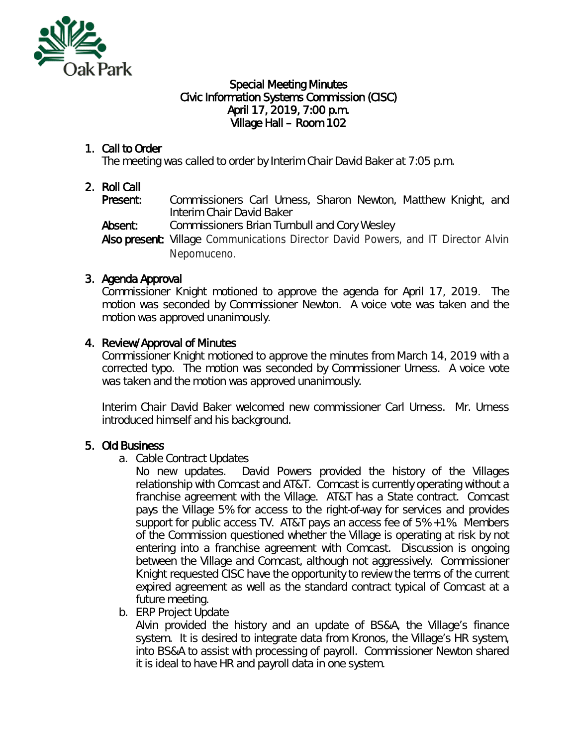# Special Meeting Minutes
## Civic Information Systems Commission (CISC)
## April 17, 2019, 7:00 p.m.
## Village Hall – Room 102

1. **Call to Order**

   The meeting was called to order by Interim Chair David Baker at 7:05 p.m.

2. **Roll Call**

   **Present:** Commissioners Carl Urness, Sharon Newton, Matthew Knight, and Interim Chair David Baker

   **Absent:** Commissioners Brian Turnbull and Cory Wesley

   **Also present:** Village Communications Director David Powers, and IT Director Alvin Nepomuceno.

3. **Agenda Approval**

   Commissioner Knight motioned to approve the agenda for April 17, 2019. The motion was seconded by Commissioner Newton. A voice vote was taken and the motion was approved unanimously.

4. **Review/Approval of Minutes**

   Commissioner Knight motioned to approve the minutes from March 14, 2019 with a corrected typo. The motion was seconded by Commissioner Urness. A voice vote was taken and the motion was approved unanimously.

   Interim Chair David Baker welcomed new commissioner Carl Urness. Mr. Urness introduced himself and his background.

5. **Old Business**

   a. Cable Contract Updates

      No new updates. David Powers provided the history of the Villages relationship with Comcast and AT&T. Comcast is currently operating without a franchise agreement with the Village. AT&T has a State contract. Comcast pays the Village 5% for access to the right-of-way for services and provides support for public access TV. AT&T pays an access fee of 5% +1%. Members of the Commission questioned whether the Village is operating at risk by not entering into a franchise agreement with Comcast. Discussion is ongoing between the Village and Comcast, although not aggressively. Commissioner Knight requested CISC have the opportunity to review the terms of the current expired agreement as well as the standard contract typical of Comcast at a future meeting.

   b. ERP Project Update

      Alvin provided the history and an update of BS&A, the Village's finance system. It is desired to integrate data from Kronos, the Village's HR system, into BS&A to assist with processing of payroll. Commissioner Newton shared it is ideal to have HR and payroll data in one system.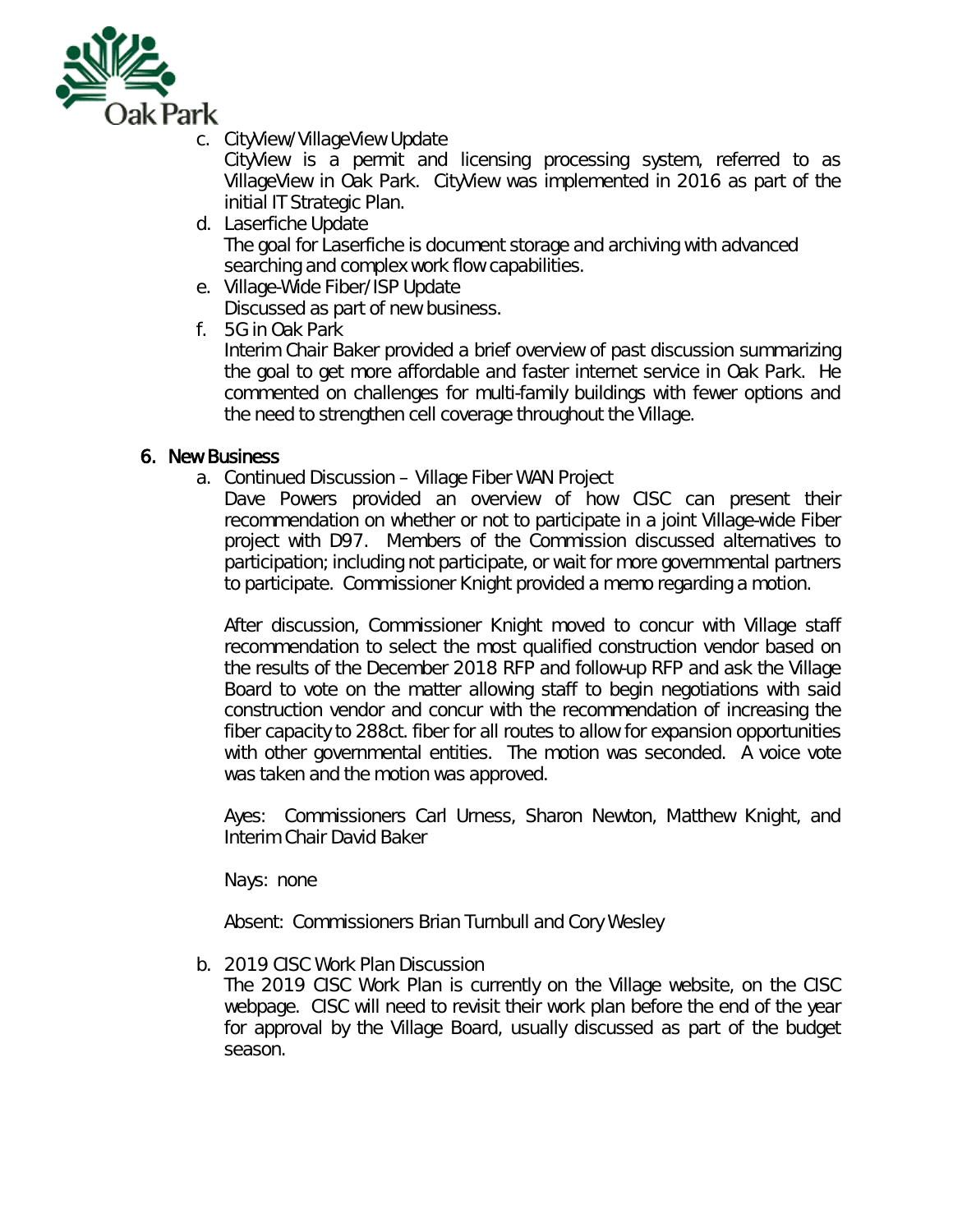c. CityView/VillageView Update

CityView is a permit and licensing processing system, referred to as VillageView in Oak Park. CityView was implemented in 2016 as part of the initial IT Strategic Plan.

d. Laserfiche Update

The goal for Laserfiche is document storage and archiving with advanced searching and complex work flow capabilities.

e. Village-Wide Fiber/ISP Update

Discussed as part of new business.

f. 5G in Oak Park

Interim Chair Baker provided a brief overview of past discussion summarizing the goal to get more affordable and faster internet service in Oak Park. He commented on challenges for multi-family buildings with fewer options and the need to strengthen cell coverage throughout the Village.

## 6. New Business

a. Continued Discussion – Village Fiber WAN Project

Dave Powers provided an overview of how CISC can present their recommendation on whether or not to participate in a joint Village-wide Fiber project with D97. Members of the Commission discussed alternatives to participation; including not participate, or wait for more governmental partners to participate. Commissioner Knight provided a memo regarding a motion.

After discussion, Commissioner Knight moved to concur with Village staff recommendation to select the most qualified construction vendor based on the results of the December 2018 RFP and follow-up RFP and ask the Village Board to vote on the matter allowing staff to begin negotiations with said construction vendor and concur with the recommendation of increasing the fiber capacity to 288ct. fiber for all routes to allow for expansion opportunities with other governmental entities. The motion was seconded. A voice vote was taken and the motion was approved.

Ayes: Commissioners Carl Urness, Sharon Newton, Matthew Knight, and Interim Chair David Baker

Nays: none

Absent: Commissioners Brian Turnbull and Cory Wesley

b. 2019 CISC Work Plan Discussion

The 2019 CISC Work Plan is currently on the Village website, on the CISC webpage. CISC will need to revisit their work plan before the end of the year for approval by the Village Board, usually discussed as part of the budget season.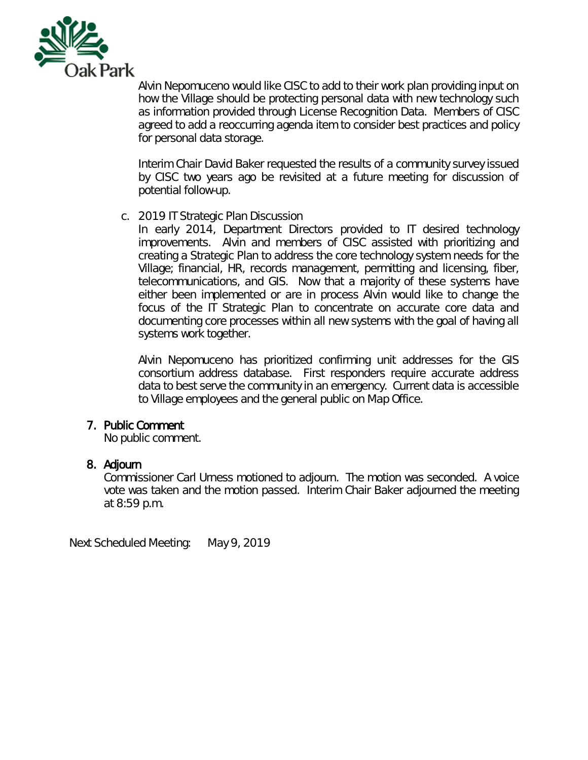Alvin Nepomuceno would like CISC to add to their work plan providing input on how the Village should be protecting personal data with new technology such as information provided through License Recognition Data. Members of CISC agreed to add a reoccurring agenda item to consider best practices and policy for personal data storage.

Interim Chair David Baker requested the results of a community survey issued by CISC two years ago be revisited at a future meeting for discussion of potential follow-up.

c. 2019 IT Strategic Plan Discussion

In early 2014, Department Directors provided to IT desired technology improvements. Alvin and members of CISC assisted with prioritizing and creating a Strategic Plan to address the core technology system needs for the Village; financial, HR, records management, permitting and licensing, fiber, telecommunications, and GIS. Now that a majority of these systems have either been implemented or are in process Alvin would like to change the focus of the IT Strategic Plan to concentrate on accurate core data and documenting core processes within all new systems with the goal of having all systems work together.

Alvin Nepomuceno has prioritized confirming unit addresses for the GIS consortium address database. First responders require accurate address data to best serve the community in an emergency. Current data is accessible to Village employees and the general public on Map Office.

## 7. Public Comment

No public comment.

## 8. Adjourn

Commissioner Carl Urness motioned to adjourn. The motion was seconded. A voice vote was taken and the motion passed. Interim Chair Baker adjourned the meeting at 8:59 p.m.

Next Scheduled Meeting: May 9, 2019